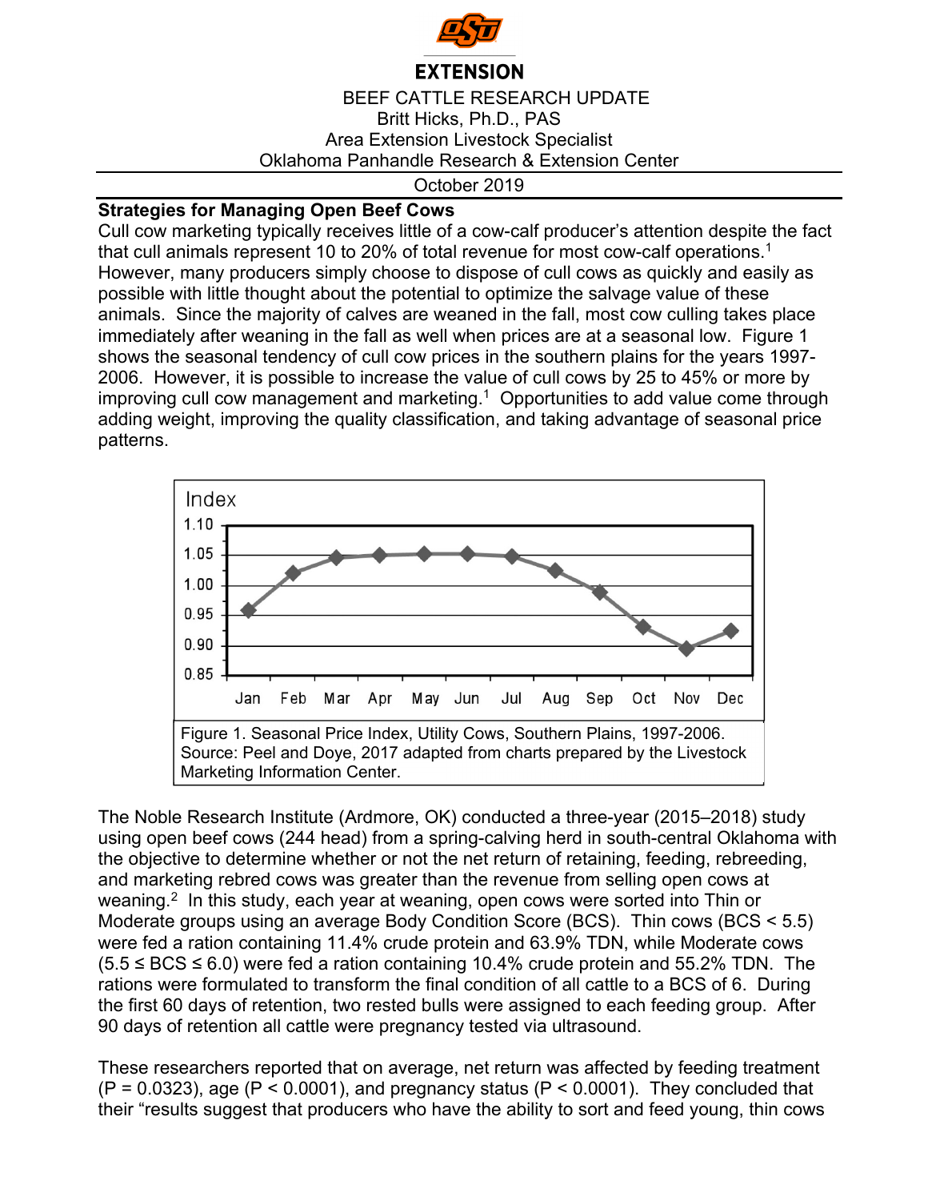EXTENSION

BEEF CATTLE RESEARCH UPDATE
Britt Hicks, Ph.D., PAS
Area Extension Livestock Specialist
Oklahoma Panhandle Research & Extension Center

October 2019

## Strategies for Managing Open Beef Cows

Cull cow marketing typically receives little of a cow-calf producer's attention despite the fact that cull animals represent 10 to 20% of total revenue for most cow-calf operations.[1] However, many producers simply choose to dispose of cull cows as quickly and easily as possible with little thought about the potential to optimize the salvage value of these animals. Since the majority of calves are weaned in the fall, most cow culling takes place immediately after weaning in the fall as well when prices are at a seasonal low. Figure 1 shows the seasonal tendency of cull cow prices in the southern plains for the years 1997-2006. However, it is possible to increase the value of cull cows by 25 to 45% or more by improving cull cow management and marketing.[1] Opportunities to add value come through adding weight, improving the quality classification, and taking advantage of seasonal price patterns.

Figure 1. Seasonal Price Index, Utility Cows, Southern Plains, 1997-2006. Source: Peel and Doye, 2017 adapted from charts prepared by the Livestock Marketing Information Center.

The Noble Research Institute (Ardmore, OK) conducted a three-year (2015–2018) study using open beef cows (244 head) from a spring-calving herd in south-central Oklahoma with the objective to determine whether or not the net return of retaining, feeding, rebreeding, and marketing rebred cows was greater than the revenue from selling open cows at weaning.[2] In this study, each year at weaning, open cows were sorted into Thin or Moderate groups using an average Body Condition Score (BCS). Thin cows (BCS < 5.5) were fed a ration containing 11.4% crude protein and 63.9% TDN, while Moderate cows (5.5 ≤ BCS ≤ 6.0) were fed a ration containing 10.4% crude protein and 55.2% TDN. The rations were formulated to transform the final condition of all cattle to a BCS of 6. During the first 60 days of retention, two rested bulls were assigned to each feeding group. After 90 days of retention all cattle were pregnancy tested via ultrasound.

These researchers reported that on average, net return was affected by feeding treatment ($P = 0.0323$), age ($P < 0.0001$), and pregnancy status ($P < 0.0001$). They concluded that their "results suggest that producers who have the ability to sort and feed young, thin cows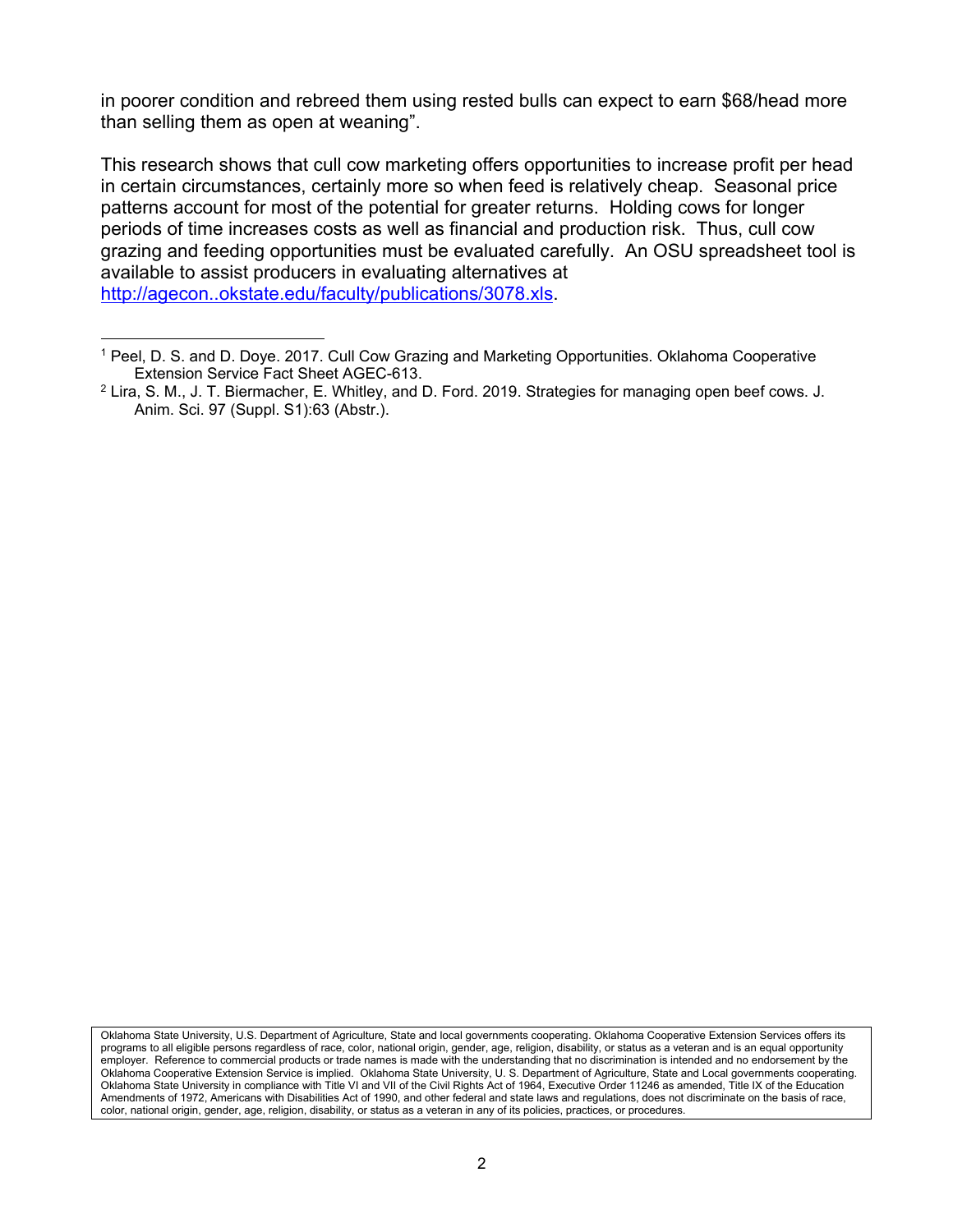in poorer condition and rebreed them using rested bulls can expect to earn $68/head more than selling them as open at weaning".

This research shows that cull cow marketing offers opportunities to increase profit per head in certain circumstances, certainly more so when feed is relatively cheap. Seasonal price patterns account for most of the potential for greater returns. Holding cows for longer periods of time increases costs as well as financial and production risk. Thus, cull cow grazing and feeding opportunities must be evaluated carefully. An OSU spreadsheet tool is available to assist producers in evaluating alternatives at [http://agecon..okstate.edu/faculty/publications/3078.xls](http://agecon..okstate.edu/faculty/publications/3078.xls).

---

[1] Peel, D. S. and D. Doye. 2017. Cull Cow Grazing and Marketing Opportunities. Oklahoma Cooperative Extension Service Fact Sheet AGEC-613.

[2] Lira, S. M., J. T. Biermacher, E. Whitley, and D. Ford. 2019. Strategies for managing open beef cows. J. Anim. Sci. 97 (Suppl. S1):63 (Abstr.).

Oklahoma State University, U.S. Department of Agriculture, State and local governments cooperating. Oklahoma Cooperative Extension Services offers its programs to all eligible persons regardless of race, color, national origin, gender, age, religion, disability, or status as a veteran and is an equal opportunity employer. Reference to commercial products or trade names is made with the understanding that no discrimination is intended and no endorsement by the Oklahoma Cooperative Extension Service is implied. Oklahoma State University, U. S. Department of Agriculture, State and Local governments cooperating. Oklahoma State University in compliance with Title VI and VII of the Civil Rights Act of 1964, Executive Order 11246 as amended, Title IX of the Education Amendments of 1972, Americans with Disabilities Act of 1990, and other federal and state laws and regulations, does not discriminate on the basis of race, color, national origin, gender, age, religion, disability, or status as a veteran in any of its policies, practices, or procedures.